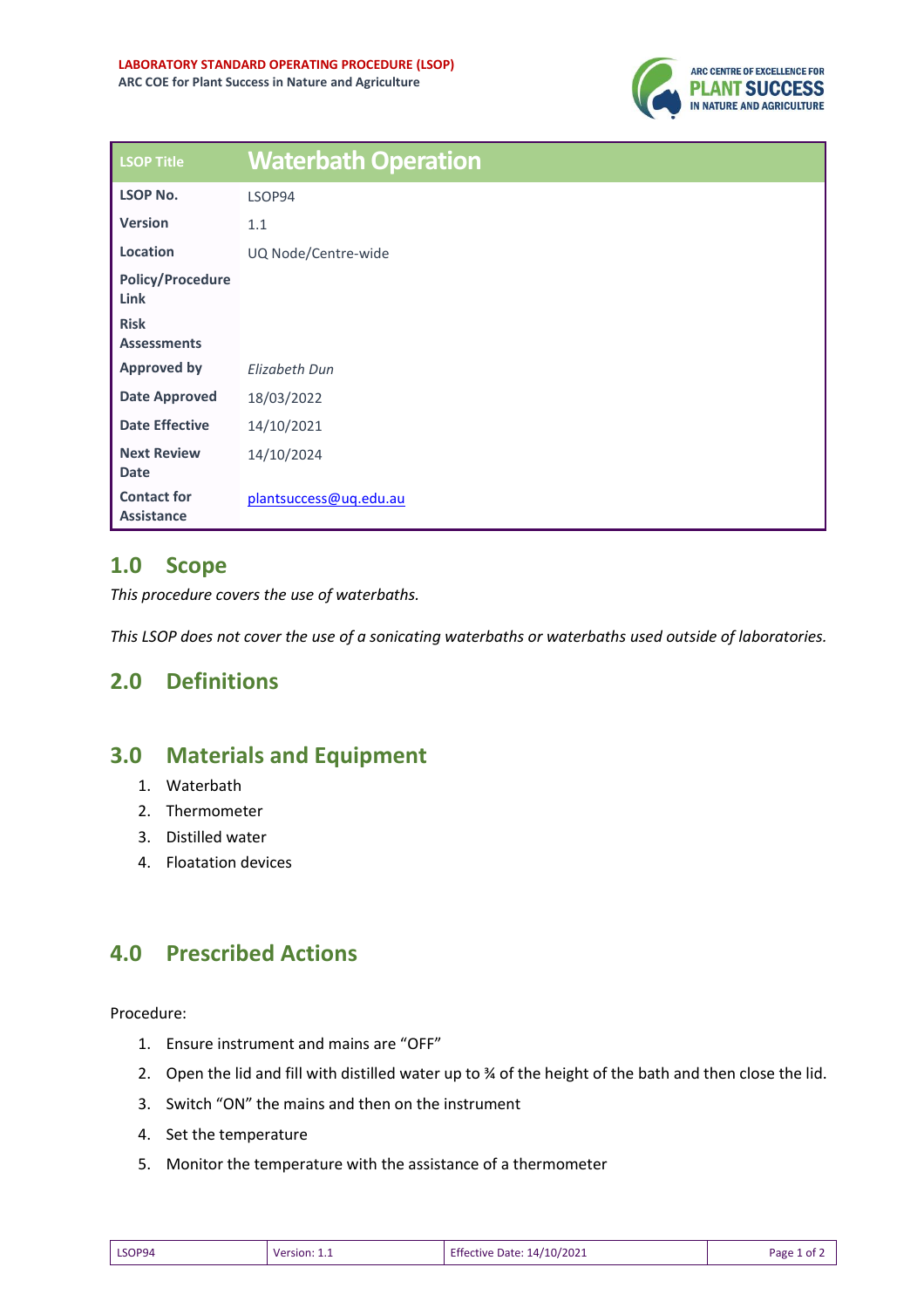**LABORATORY STANDARD OPERATING PROCEDURE (LSOP)**
**ARC COE for Plant Success in Nature and Agriculture**

ARC CENTRE OF EXCELLENCE FOR PLANT SUCCESS IN NATURE AND AGRICULTURE

| LSOP Title | Waterbath Operation |
|---|---|
| **LSOP No.** | LSOP94 |
| **Version** | 1.1 |
| **Location** | UQ Node/Centre-wide |
| **Policy/Procedure Link** | |
| **Risk Assessments** | |
| **Approved by** | *Elizabeth Dun* |
| **Date Approved** | 18/03/2022 |
| **Date Effective** | 14/10/2021 |
| **Next Review Date** | 14/10/2024 |
| **Contact for Assistance** | plantsuccess@uq.edu.au |

## 1.0 Scope

*This procedure covers the use of waterbaths.*

*This LSOP does not cover the use of a sonicating waterbaths or waterbaths used outside of laboratories.*

## 2.0 Definitions

## 3.0 Materials and Equipment

1. Waterbath
2. Thermometer
3. Distilled water
4. Floatation devices

## 4.0 Prescribed Actions

Procedure:

1. Ensure instrument and mains are “OFF”
2. Open the lid and fill with distilled water up to ¾ of the height of the bath and then close the lid.
3. Switch “ON” the mains and then on the instrument
4. Set the temperature
5. Monitor the temperature with the assistance of a thermometer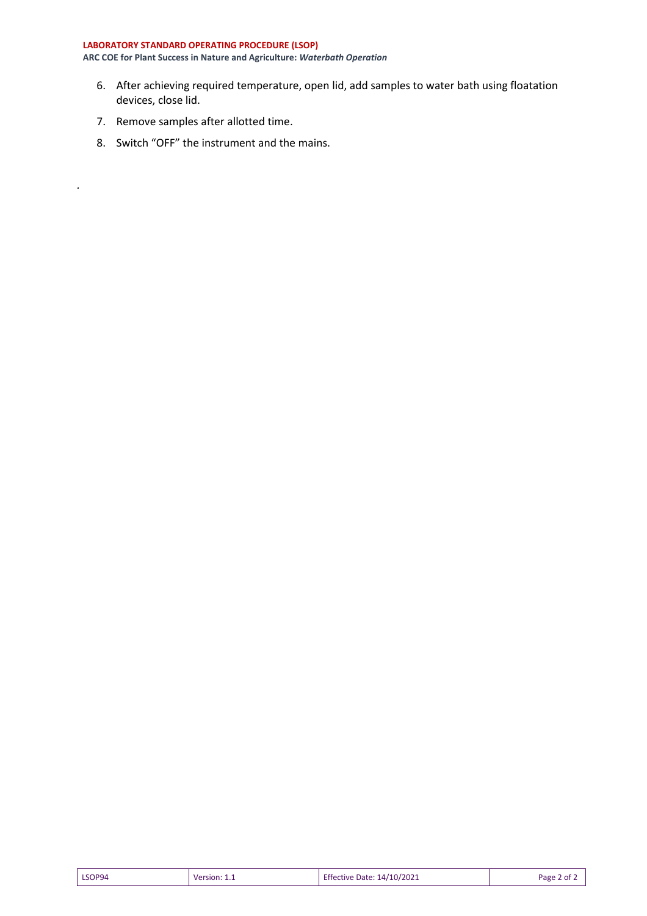6. After achieving required temperature, open lid, add samples to water bath using floatation devices, close lid.
7. Remove samples after allotted time.
8. Switch “OFF” the instrument and the mains.

.